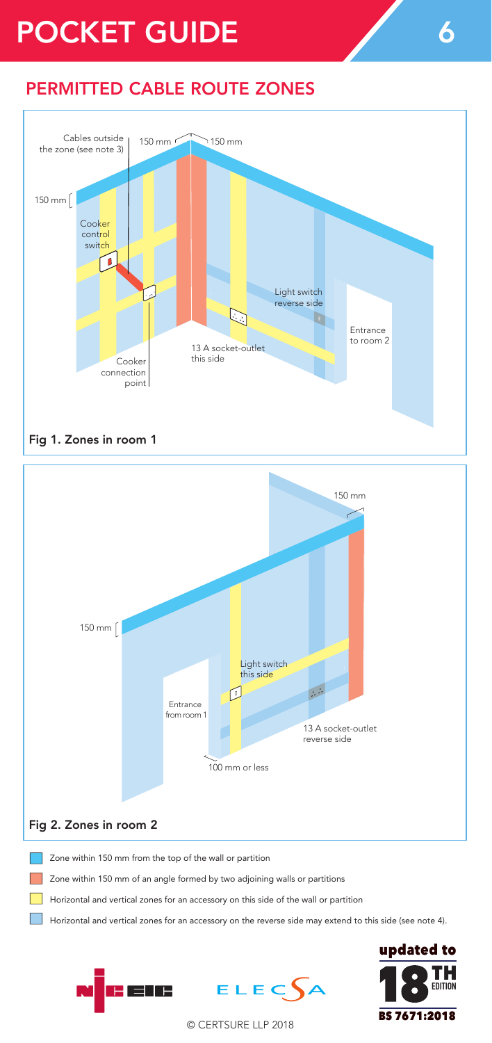# POCKET GUIDE

## PERMITTED CABLE ROUTE ZONES

Cables outside the zone (see note 3)

150 mm

150 mm

150 mm

Cooker control switch

Light switch reverse side

Entrance to room 2

13 A socket-outlet this side

Cooker connection point

**Fig 1. Zones in room 1**

150 mm

150 mm

Light switch this side

Entrance from room 1

13 A socket-outlet reverse side

100 mm or less

**Fig 2. Zones in room 2**

- Zone within 150 mm from the top of the wall or partition
- Zone within 150 mm of an angle formed by two adjoining walls or partitions
- Horizontal and vertical zones for an accessory on this side of the wall or partition
- Horizontal and vertical zones for an accessory on the reverse side may extend to this side (see note 4).

updated to 18TH EDITION BS 7671:2018

© CERTSURE LLP 2018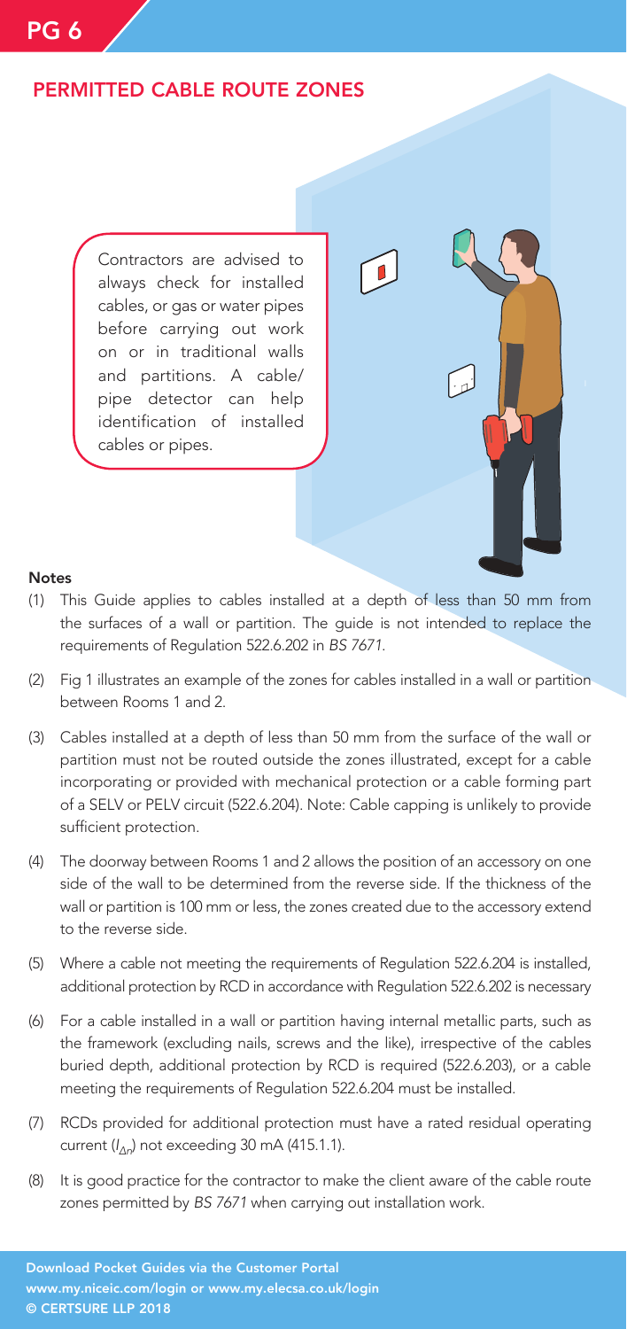## PERMITTED CABLE ROUTE ZONES

Contractors are advised to always check for installed cables, or gas or water pipes before carrying out work on or in traditional walls and partitions. A cable/ pipe detector can help identification of installed cables or pipes.

**Notes**

(1) This Guide applies to cables installed at a depth of less than 50 mm from the surfaces of a wall or partition. The guide is not intended to replace the requirements of Regulation 522.6.202 in *BS 7671*.

(2) Fig 1 illustrates an example of the zones for cables installed in a wall or partition between Rooms 1 and 2.

(3) Cables installed at a depth of less than 50 mm from the surface of the wall or partition must not be routed outside the zones illustrated, except for a cable incorporating or provided with mechanical protection or a cable forming part of a SELV or PELV circuit (522.6.204). Note: Cable capping is unlikely to provide sufficient protection.

(4) The doorway between Rooms 1 and 2 allows the position of an accessory on one side of the wall to be determined from the reverse side. If the thickness of the wall or partition is 100 mm or less, the zones created due to the accessory extend to the reverse side.

(5) Where a cable not meeting the requirements of Regulation 522.6.204 is installed, additional protection by RCD in accordance with Regulation 522.6.202 is necessary

(6) For a cable installed in a wall or partition having internal metallic parts, such as the framework (excluding nails, screws and the like), irrespective of the cables buried depth, additional protection by RCD is required (522.6.203), or a cable meeting the requirements of Regulation 522.6.204 must be installed.

(7) RCDs provided for additional protection must have a rated residual operating current ($I_{\Delta n}$) not exceeding 30 mA (415.1.1).

(8) It is good practice for the contractor to make the client aware of the cable route zones permitted by *BS 7671* when carrying out installation work.

**Download Pocket Guides via the Customer Portal**
**www.my.niceic.com/login or www.my.elecsa.co.uk/login**
**© CERTSURE LLP 2018**